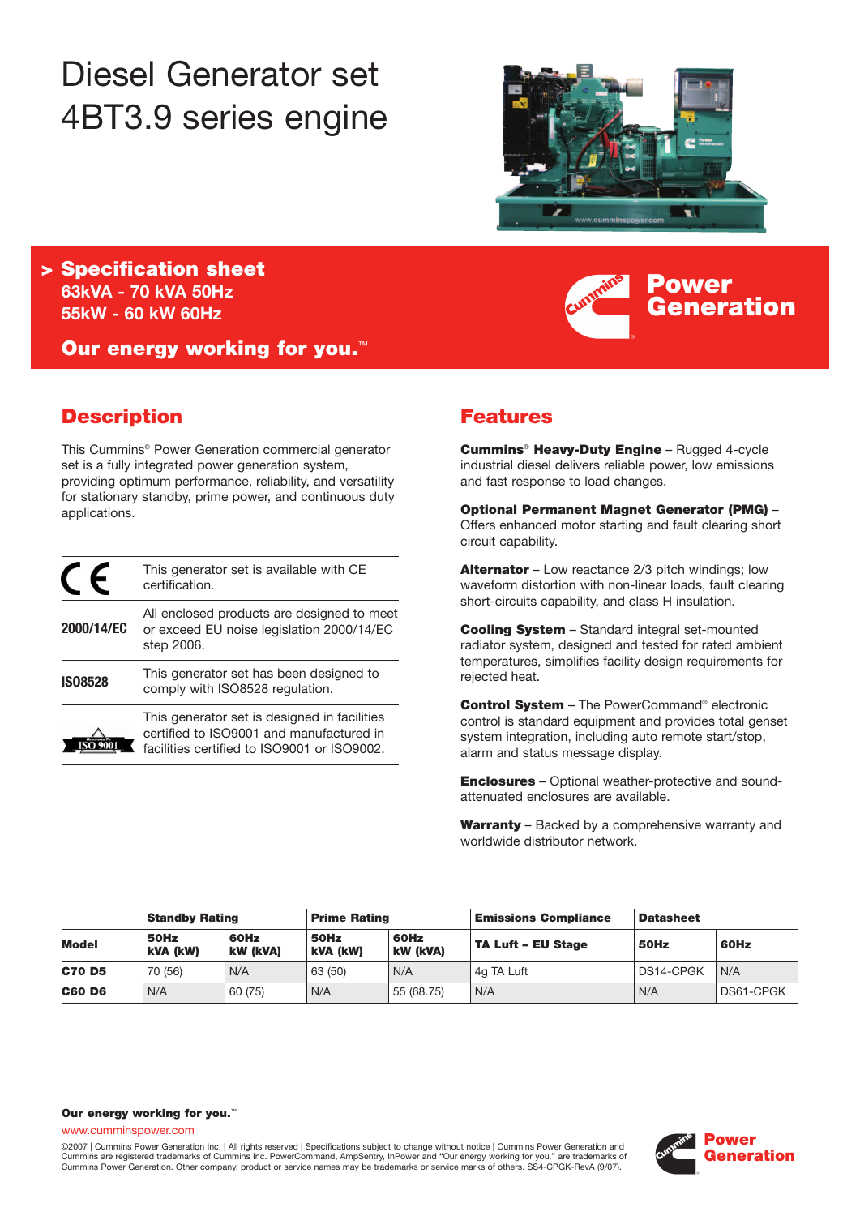# Diesel Generator set 4BT3.9 series engine

## > Specification sheet

**63kVA - 70 kVA 50Hz**
**55kW - 60 kW 60Hz**

**Our energy working for you.™**

**Power Generation**

## Description

This Cummins® Power Generation commercial generator set is a fully integrated power generation system, providing optimum performance, reliability, and versatility for stationary standby, prime power, and continuous duty applications.

| | |
|---|---|
| CE | This generator set is available with CE certification. |
| **2000/14/EC** | All enclosed products are designed to meet or exceed EU noise legislation 2000/14/EC step 2006. |
| **ISO8528** | This generator set has been designed to comply with ISO8528 regulation. |
| ISO 9001 | This generator set is designed in facilities certified to ISO9001 and manufactured in facilities certified to ISO9001 or ISO9002. |

## Features

**Cummins® Heavy-Duty Engine** – Rugged 4-cycle industrial diesel delivers reliable power, low emissions and fast response to load changes.

**Optional Permanent Magnet Generator (PMG)** – Offers enhanced motor starting and fault clearing short circuit capability.

**Alternator** – Low reactance 2/3 pitch windings; low waveform distortion with non-linear loads, fault clearing short-circuits capability, and class H insulation.

**Cooling System** – Standard integral set-mounted radiator system, designed and tested for rated ambient temperatures, simplifies facility design requirements for rejected heat.

**Control System** – The PowerCommand® electronic control is standard equipment and provides total genset system integration, including auto remote start/stop, alarm and status message display.

**Enclosures** – Optional weather-protective and sound-attenuated enclosures are available.

**Warranty** – Backed by a comprehensive warranty and worldwide distributor network.

| | **Standby Rating** | | **Prime Rating** | | **Emissions Compliance** | **Datasheet** | |
|---|---|---|---|---|---|---|---|
| **Model** | **50Hz kVA (kW)** | **60Hz kW (kVA)** | **50Hz kVA (kW)** | **60Hz kW (kVA)** | **TA Luft – EU Stage** | **50Hz** | **60Hz** |
| **C70 D5** | 70 (56) | N/A | 63 (50) | N/A | 4g TA Luft | DS14-CPGK | N/A |
| **C60 D6** | N/A | 60 (75) | N/A | 55 (68.75) | N/A | N/A | DS61-CPGK |

**Our energy working for you.™**
www.cumminspower.com

©2007 | Cummins Power Generation Inc. | All rights reserved | Specifications subject to change without notice | Cummins Power Generation and Cummins are registered trademarks of Cummins Inc. PowerCommand, AmpSentry, InPower and "Our energy working for you." are trademarks of Cummins Power Generation. Other company, product or service names may be trademarks or service marks of others. SS4-CPGK-RevA (9/07).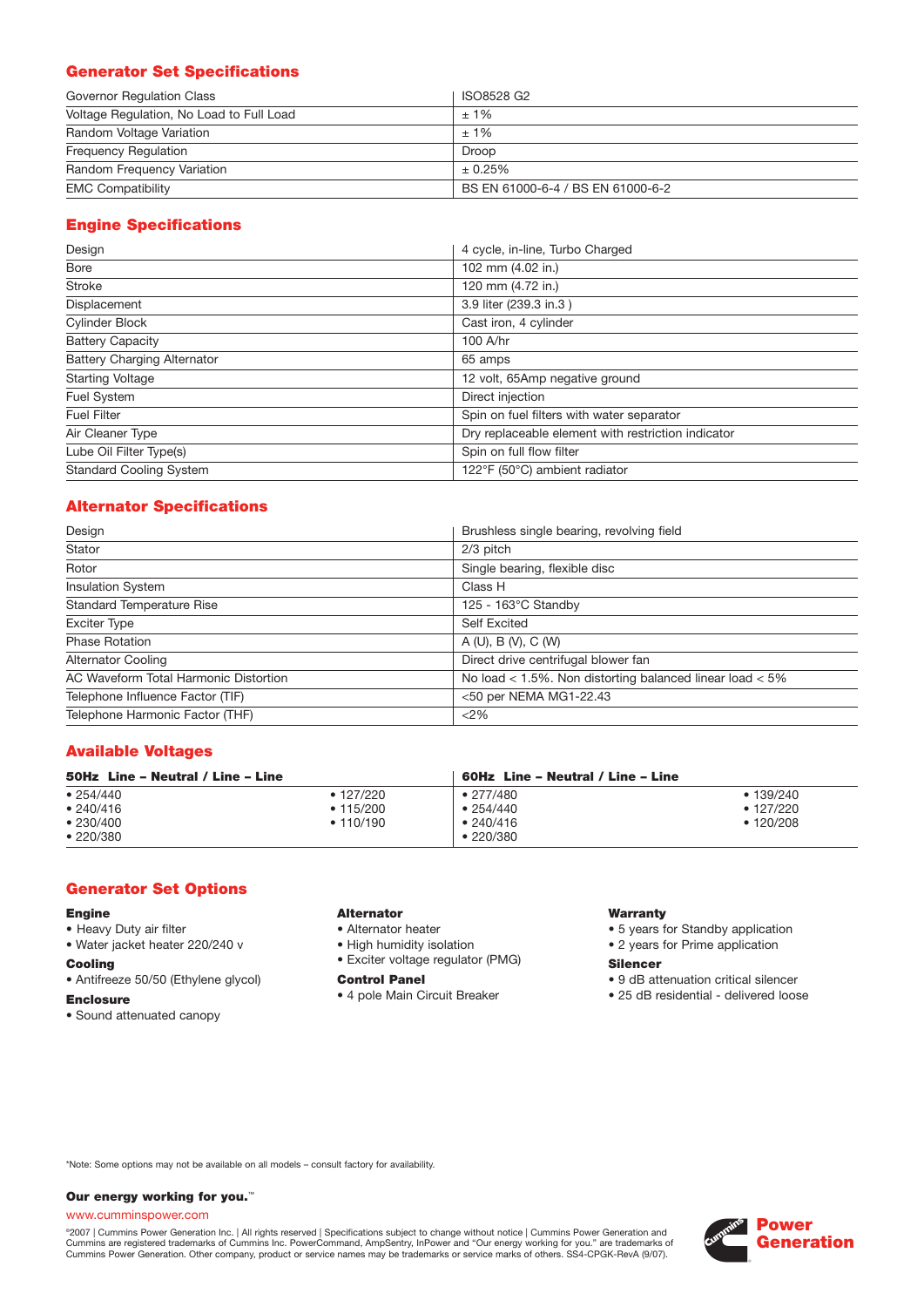## Generator Set Specifications

| | |
|---|---|
| Governor Regulation Class | ISO8528 G2 |
| Voltage Regulation, No Load to Full Load | ± 1% |
| Random Voltage Variation | ± 1% |
| Frequency Regulation | Droop |
| Random Frequency Variation | ± 0.25% |
| EMC Compatibility | BS EN 61000-6-4 / BS EN 61000-6-2 |

## Engine Specifications

| | |
|---|---|
| Design | 4 cycle, in-line, Turbo Charged |
| Bore | 102 mm (4.02 in.) |
| Stroke | 120 mm (4.72 in.) |
| Displacement | 3.9 liter (239.3 in.3 ) |
| Cylinder Block | Cast iron, 4 cylinder |
| Battery Capacity | 100 A/hr |
| Battery Charging Alternator | 65 amps |
| Starting Voltage | 12 volt, 65Amp negative ground |
| Fuel System | Direct injection |
| Fuel Filter | Spin on fuel filters with water separator |
| Air Cleaner Type | Dry replaceable element with restriction indicator |
| Lube Oil Filter Type(s) | Spin on full flow filter |
| Standard Cooling System | 122°F (50°C) ambient radiator |

## Alternator Specifications

| | |
|---|---|
| Design | Brushless single bearing, revolving field |
| Stator | 2/3 pitch |
| Rotor | Single bearing, flexible disc |
| Insulation System | Class H |
| Standard Temperature Rise | 125 - 163°C Standby |
| Exciter Type | Self Excited |
| Phase Rotation | A (U), B (V), C (W) |
| Alternator Cooling | Direct drive centrifugal blower fan |
| AC Waveform Total Harmonic Distortion | No load < 1.5%. Non distorting balanced linear load < 5% |
| Telephone Influence Factor (TIF) | <50 per NEMA MG1-22.43 |
| Telephone Harmonic Factor (THF) | <2% |

## Available Voltages

| 50Hz Line – Neutral / Line – Line | | 60Hz Line – Neutral / Line – Line | |
|---|---|---|---|
| • 254/440 | • 127/220 | • 277/480 | • 139/240 |
| • 240/416 | • 115/200 | • 254/440 | • 127/220 |
| • 230/400 | • 110/190 | • 240/416 | • 120/208 |
| • 220/380 | | • 220/380 | |

## Generator Set Options

**Engine**
- Heavy Duty air filter
- Water jacket heater 220/240 v

**Cooling**
- Antifreeze 50/50 (Ethylene glycol)

**Enclosure**
- Sound attenuated canopy

**Alternator**
- Alternator heater
- High humidity isolation
- Exciter voltage regulator (PMG)

**Control Panel**
- 4 pole Main Circuit Breaker

**Warranty**
- 5 years for Standby application
- 2 years for Prime application

**Silencer**
- 9 dB attenuation critical silencer
- 25 dB residential - delivered loose

*Note: Some options may not be available on all models – consult factory for availability.

**Our energy working for you.™**

www.cumminspower.com

©2007 | Cummins Power Generation Inc. | All rights reserved | Specifications subject to change without notice | Cummins Power Generation and Cummins are registered trademarks of Cummins Inc. PowerCommand, AmpSentry, InPower and "Our energy working for you." are trademarks of Cummins Power Generation. Other company, product or service names may be trademarks or service marks of others. SS4-CPGK-RevA (9/07).

Power Generation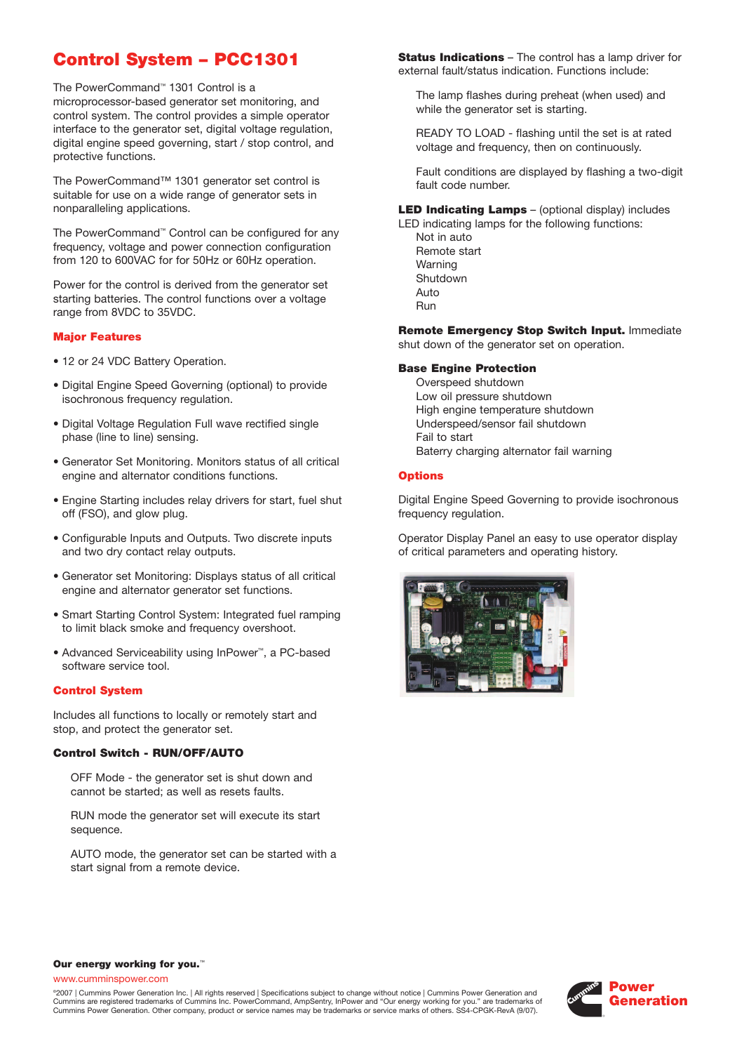# Control System – PCC1301

The PowerCommand™ 1301 Control is a microprocessor-based generator set monitoring, and control system. The control provides a simple operator interface to the generator set, digital voltage regulation, digital engine speed governing, start / stop control, and protective functions.

The PowerCommand™ 1301 generator set control is suitable for use on a wide range of generator sets in nonparalleling applications.

The PowerCommand™ Control can be configured for any frequency, voltage and power connection configuration from 120 to 600VAC for for 50Hz or 60Hz operation.

Power for the control is derived from the generator set starting batteries. The control functions over a voltage range from 8VDC to 35VDC.

## Major Features

- 12 or 24 VDC Battery Operation.
- Digital Engine Speed Governing (optional) to provide isochronous frequency regulation.
- Digital Voltage Regulation Full wave rectified single phase (line to line) sensing.
- Generator Set Monitoring. Monitors status of all critical engine and alternator conditions functions.
- Engine Starting includes relay drivers for start, fuel shut off (FSO), and glow plug.
- Configurable Inputs and Outputs. Two discrete inputs and two dry contact relay outputs.
- Generator set Monitoring: Displays status of all critical engine and alternator generator set functions.
- Smart Starting Control System: Integrated fuel ramping to limit black smoke and frequency overshoot.
- Advanced Serviceability using InPower™, a PC-based software service tool.

## Control System

Includes all functions to locally or remotely start and stop, and protect the generator set.

### Control Switch - RUN/OFF/AUTO

OFF Mode - the generator set is shut down and cannot be started; as well as resets faults.

RUN mode the generator set will execute its start sequence.

AUTO mode, the generator set can be started with a start signal from a remote device.

**Status Indications** – The control has a lamp driver for external fault/status indication. Functions include:

The lamp flashes during preheat (when used) and while the generator set is starting.

READY TO LOAD - flashing until the set is at rated voltage and frequency, then on continuously.

Fault conditions are displayed by flashing a two-digit fault code number.

**LED Indicating Lamps** – (optional display) includes LED indicating lamps for the following functions:

Not in auto
Remote start
Warning
Shutdown
Auto
Run

**Remote Emergency Stop Switch Input.** Immediate shut down of the generator set on operation.

### Base Engine Protection

Overspeed shutdown
Low oil pressure shutdown
High engine temperature shutdown
Underspeed/sensor fail shutdown
Fail to start
Baterry charging alternator fail warning

## Options

Digital Engine Speed Governing to provide isochronous frequency regulation.

Operator Display Panel an easy to use operator display of critical parameters and operating history.

**Our energy working for you.™**
www.cumminspower.com

©2007 | Cummins Power Generation Inc. | All rights reserved | Specifications subject to change without notice | Cummins Power Generation and Cummins are registered trademarks of Cummins Inc. PowerCommand, AmpSentry, InPower and "Our energy working for you." are trademarks of Cummins Power Generation. Other company, product or service names may be trademarks or service marks of others. SS4-CPGK-RevA (9/07).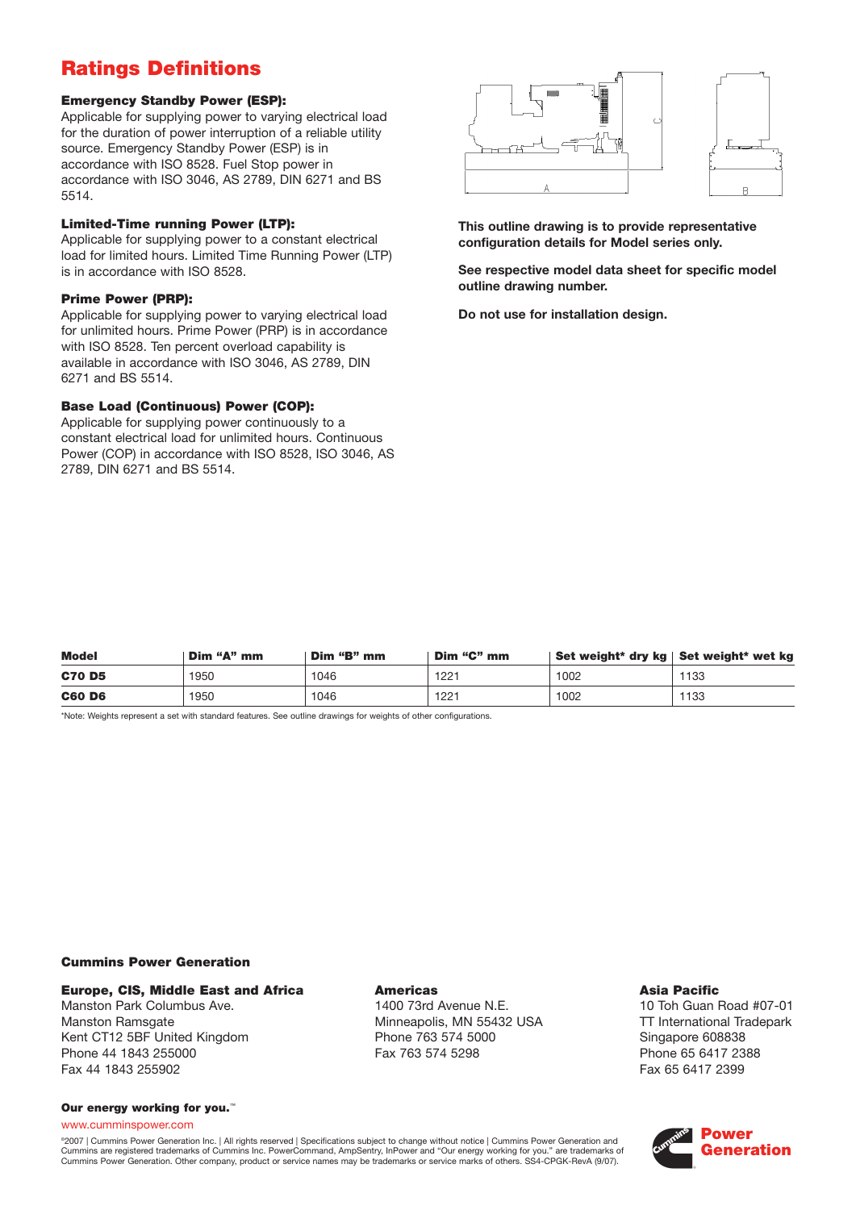# Ratings Definitions

### Emergency Standby Power (ESP):

Applicable for supplying power to varying electrical load for the duration of power interruption of a reliable utility source. Emergency Standby Power (ESP) is in accordance with ISO 8528. Fuel Stop power in accordance with ISO 3046, AS 2789, DIN 6271 and BS 5514.

### Limited-Time running Power (LTP):

Applicable for supplying power to a constant electrical load for limited hours. Limited Time Running Power (LTP) is in accordance with ISO 8528.

### Prime Power (PRP):

Applicable for supplying power to varying electrical load for unlimited hours. Prime Power (PRP) is in accordance with ISO 8528. Ten percent overload capability is available in accordance with ISO 3046, AS 2789, DIN 6271 and BS 5514.

### Base Load (Continuous) Power (COP):

Applicable for supplying power continuously to a constant electrical load for unlimited hours. Continuous Power (COP) in accordance with ISO 8528, ISO 3046, AS 2789, DIN 6271 and BS 5514.

A

C

B

**This outline drawing is to provide representative configuration details for Model series only.**

**See respective model data sheet for specific model outline drawing number.**

**Do not use for installation design.**

| Model | Dim "A" mm | Dim "B" mm | Dim "C" mm | Set weight* dry kg | Set weight* wet kg |
|---|---|---|---|---|---|
| **C70 D5** | 1950 | 1046 | 1221 | 1002 | 1133 |
| **C60 D6** | 1950 | 1046 | 1221 | 1002 | 1133 |

*Note: Weights represent a set with standard features. See outline drawings for weights of other configurations.

### Cummins Power Generation

**Europe, CIS, Middle East and Africa**
Manston Park Columbus Ave.
Manston Ramsgate
Kent CT12 5BF United Kingdom
Phone 44 1843 255000
Fax 44 1843 255902

**Americas**
1400 73rd Avenue N.E.
Minneapolis, MN 55432 USA
Phone 763 574 5000
Fax 763 574 5298

**Asia Pacific**
10 Toh Guan Road #07-01
TT International Tradepark
Singapore 608838
Phone 65 6417 2388
Fax 65 6417 2399

**Our energy working for you.™**

www.cumminspower.com

©2007 | Cummins Power Generation Inc. | All rights reserved | Specifications subject to change without notice | Cummins Power Generation and Cummins are registered trademarks of Cummins Inc. PowerCommand, AmpSentry, InPower and "Our energy working for you." are trademarks of Cummins Power Generation. Other company, product or service names may be trademarks or service marks of others. SS4-CPGK-RevA (9/07).

Cummins Power Generation